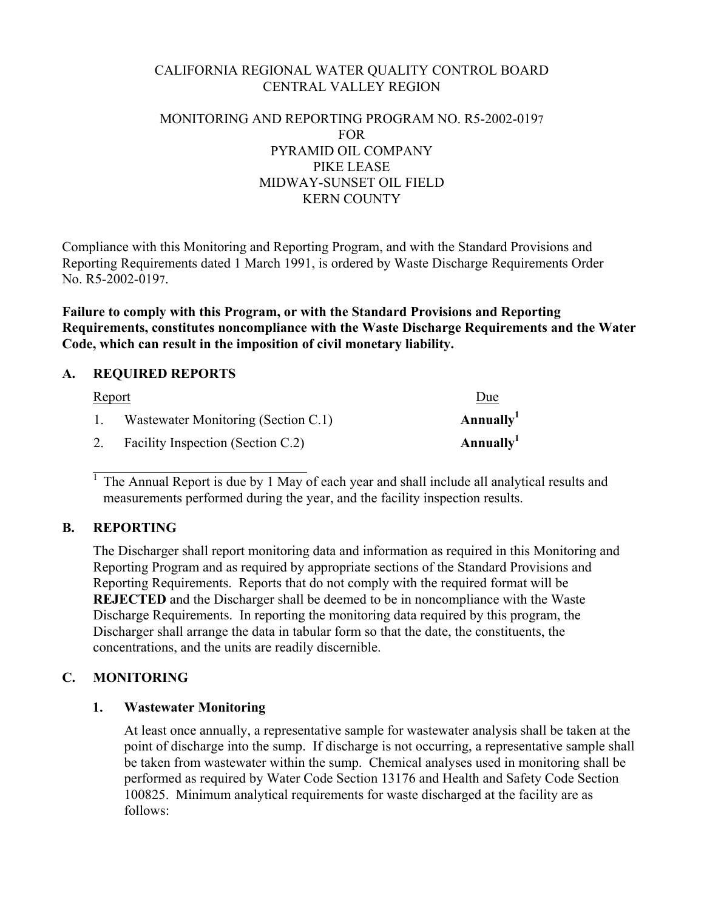CALIFORNIA REGIONAL WATER QUALITY CONTROL BOARD
CENTRAL VALLEY REGION

MONITORING AND REPORTING PROGRAM NO. R5-2002-0197
FOR
PYRAMID OIL COMPANY
PIKE LEASE
MIDWAY-SUNSET OIL FIELD
KERN COUNTY

Compliance with this Monitoring and Reporting Program, and with the Standard Provisions and Reporting Requirements dated 1 March 1991, is ordered by Waste Discharge Requirements Order No. R5-2002-0197.

**Failure to comply with this Program, or with the Standard Provisions and Reporting Requirements, constitutes noncompliance with the Waste Discharge Requirements and the Water Code, which can result in the imposition of civil monetary liability.**

## A. REQUIRED REPORTS

| Report | Due |
|---|---|
| 1. Wastewater Monitoring (Section C.1) | **Annually**[1] |
| 2. Facility Inspection (Section C.2) | **Annually**[1] |

[1] The Annual Report is due by 1 May of each year and shall include all analytical results and measurements performed during the year, and the facility inspection results.

## B. REPORTING

The Discharger shall report monitoring data and information as required in this Monitoring and Reporting Program and as required by appropriate sections of the Standard Provisions and Reporting Requirements. Reports that do not comply with the required format will be **REJECTED** and the Discharger shall be deemed to be in noncompliance with the Waste Discharge Requirements. In reporting the monitoring data required by this program, the Discharger shall arrange the data in tabular form so that the date, the constituents, the concentrations, and the units are readily discernible.

## C. MONITORING

### 1. Wastewater Monitoring

At least once annually, a representative sample for wastewater analysis shall be taken at the point of discharge into the sump. If discharge is not occurring, a representative sample shall be taken from wastewater within the sump. Chemical analyses used in monitoring shall be performed as required by Water Code Section 13176 and Health and Safety Code Section 100825. Minimum analytical requirements for waste discharged at the facility are as follows: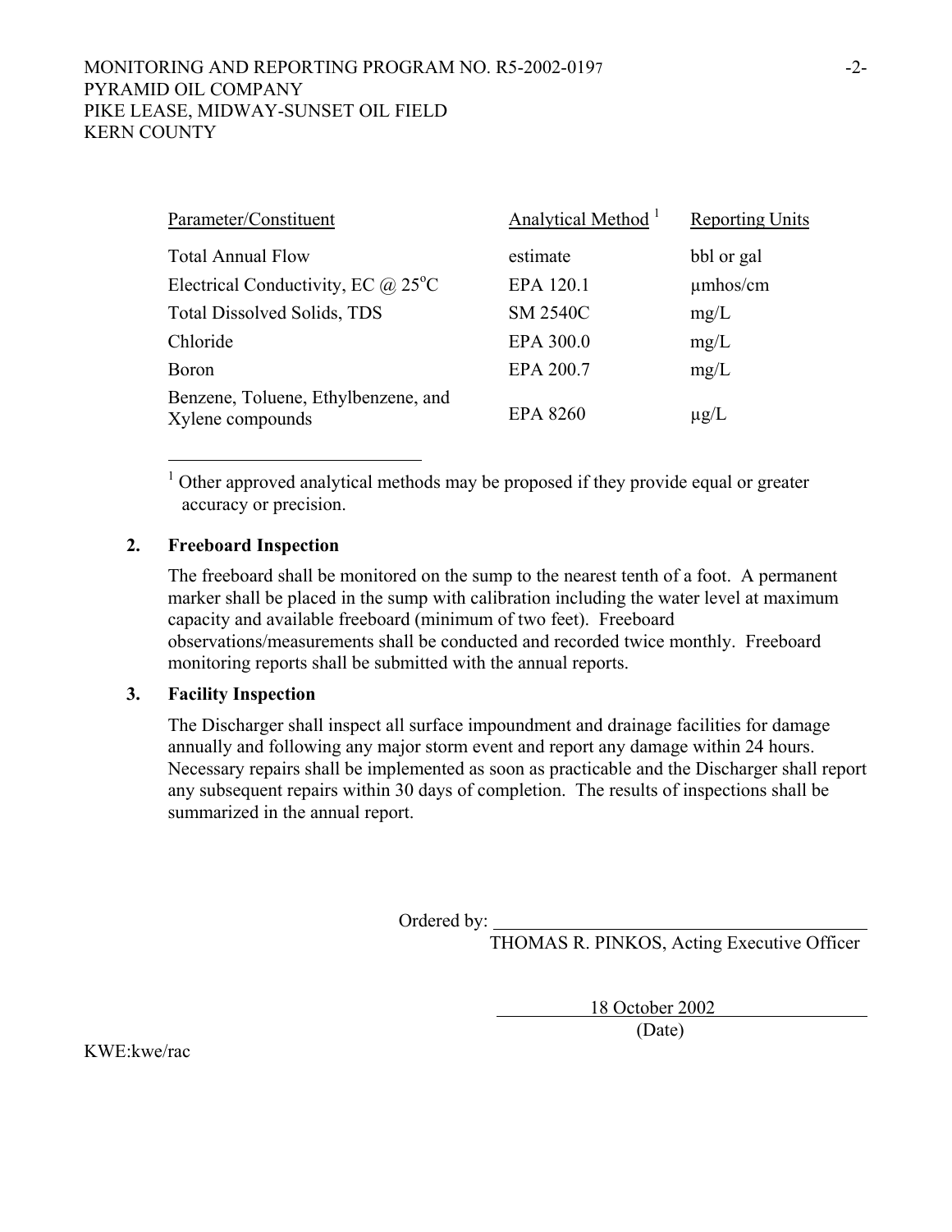| Parameter/Constituent | Analytical Method [1] | Reporting Units |
|---|---|---|
| Total Annual Flow | estimate | bbl or gal |
| Electrical Conductivity, EC @ 25°C | EPA 120.1 | µmhos/cm |
| Total Dissolved Solids, TDS | SM 2540C | mg/L |
| Chloride | EPA 300.0 | mg/L |
| Boron | EPA 200.7 | mg/L |
| Benzene, Toluene, Ethylbenzene, and Xylene compounds | EPA 8260 | µg/L |

[1] Other approved analytical methods may be proposed if they provide equal or greater accuracy or precision.

**2. Freeboard Inspection**

The freeboard shall be monitored on the sump to the nearest tenth of a foot. A permanent marker shall be placed in the sump with calibration including the water level at maximum capacity and available freeboard (minimum of two feet). Freeboard observations/measurements shall be conducted and recorded twice monthly. Freeboard monitoring reports shall be submitted with the annual reports.

**3. Facility Inspection**

The Discharger shall inspect all surface impoundment and drainage facilities for damage annually and following any major storm event and report any damage within 24 hours. Necessary repairs shall be implemented as soon as practicable and the Discharger shall report any subsequent repairs within 30 days of completion. The results of inspections shall be summarized in the annual report.

Ordered by: \_\_\_\_\_\_\_\_\_\_\_\_\_\_\_\_\_\_\_\_\_\_\_\_\_\_\_\_\_\_\_\_\_\_\_\_
THOMAS R. PINKOS, Acting Executive Officer

18 October 2002
(Date)

KWE:kwe/rac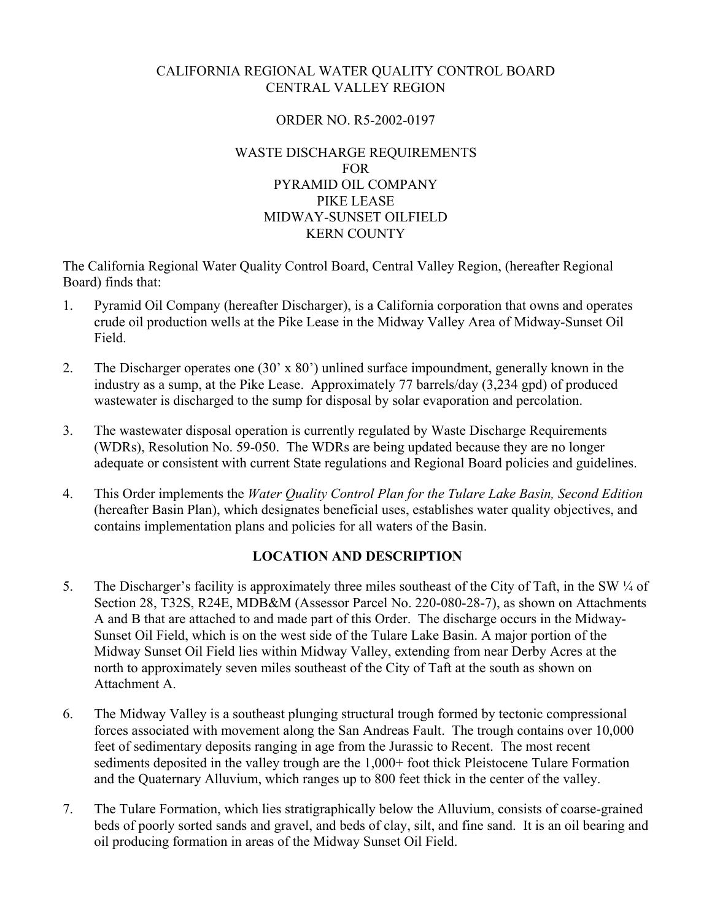CALIFORNIA REGIONAL WATER QUALITY CONTROL BOARD
CENTRAL VALLEY REGION

ORDER NO. R5-2002-0197

WASTE DISCHARGE REQUIREMENTS
FOR
PYRAMID OIL COMPANY
PIKE LEASE
MIDWAY-SUNSET OILFIELD
KERN COUNTY

The California Regional Water Quality Control Board, Central Valley Region, (hereafter Regional Board) finds that:

1. Pyramid Oil Company (hereafter Discharger), is a California corporation that owns and operates crude oil production wells at the Pike Lease in the Midway Valley Area of Midway-Sunset Oil Field.

2. The Discharger operates one (30' x 80') unlined surface impoundment, generally known in the industry as a sump, at the Pike Lease. Approximately 77 barrels/day (3,234 gpd) of produced wastewater is discharged to the sump for disposal by solar evaporation and percolation.

3. The wastewater disposal operation is currently regulated by Waste Discharge Requirements (WDRs), Resolution No. 59-050. The WDRs are being updated because they are no longer adequate or consistent with current State regulations and Regional Board policies and guidelines.

4. This Order implements the *Water Quality Control Plan for the Tulare Lake Basin, Second Edition* (hereafter Basin Plan), which designates beneficial uses, establishes water quality objectives, and contains implementation plans and policies for all waters of the Basin.

## LOCATION AND DESCRIPTION

5. The Discharger's facility is approximately three miles southeast of the City of Taft, in the SW ¼ of Section 28, T32S, R24E, MDB&M (Assessor Parcel No. 220-080-28-7), as shown on Attachments A and B that are attached to and made part of this Order. The discharge occurs in the Midway-Sunset Oil Field, which is on the west side of the Tulare Lake Basin. A major portion of the Midway Sunset Oil Field lies within Midway Valley, extending from near Derby Acres at the north to approximately seven miles southeast of the City of Taft at the south as shown on Attachment A.

6. The Midway Valley is a southeast plunging structural trough formed by tectonic compressional forces associated with movement along the San Andreas Fault. The trough contains over 10,000 feet of sedimentary deposits ranging in age from the Jurassic to Recent. The most recent sediments deposited in the valley trough are the 1,000+ foot thick Pleistocene Tulare Formation and the Quaternary Alluvium, which ranges up to 800 feet thick in the center of the valley.

7. The Tulare Formation, which lies stratigraphically below the Alluvium, consists of coarse-grained beds of poorly sorted sands and gravel, and beds of clay, silt, and fine sand. It is an oil bearing and oil producing formation in areas of the Midway Sunset Oil Field.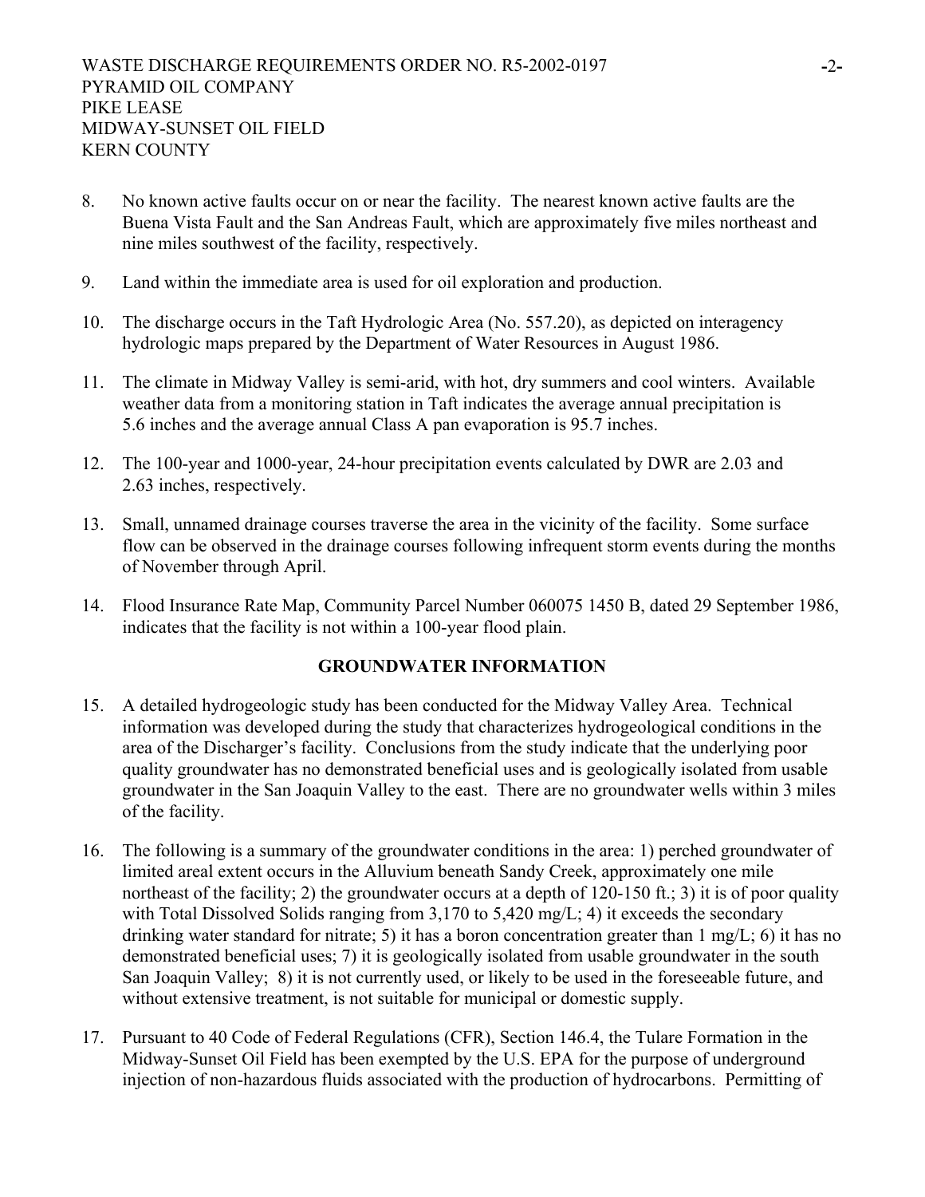8. No known active faults occur on or near the facility. The nearest known active faults are the Buena Vista Fault and the San Andreas Fault, which are approximately five miles northeast and nine miles southwest of the facility, respectively.

9. Land within the immediate area is used for oil exploration and production.

10. The discharge occurs in the Taft Hydrologic Area (No. 557.20), as depicted on interagency hydrologic maps prepared by the Department of Water Resources in August 1986.

11. The climate in Midway Valley is semi-arid, with hot, dry summers and cool winters. Available weather data from a monitoring station in Taft indicates the average annual precipitation is 5.6 inches and the average annual Class A pan evaporation is 95.7 inches.

12. The 100-year and 1000-year, 24-hour precipitation events calculated by DWR are 2.03 and 2.63 inches, respectively.

13. Small, unnamed drainage courses traverse the area in the vicinity of the facility. Some surface flow can be observed in the drainage courses following infrequent storm events during the months of November through April.

14. Flood Insurance Rate Map, Community Parcel Number 060075 1450 B, dated 29 September 1986, indicates that the facility is not within a 100-year flood plain.

## GROUNDWATER INFORMATION

15. A detailed hydrogeologic study has been conducted for the Midway Valley Area. Technical information was developed during the study that characterizes hydrogeological conditions in the area of the Discharger's facility. Conclusions from the study indicate that the underlying poor quality groundwater has no demonstrated beneficial uses and is geologically isolated from usable groundwater in the San Joaquin Valley to the east. There are no groundwater wells within 3 miles of the facility.

16. The following is a summary of the groundwater conditions in the area: 1) perched groundwater of limited areal extent occurs in the Alluvium beneath Sandy Creek, approximately one mile northeast of the facility; 2) the groundwater occurs at a depth of 120-150 ft.; 3) it is of poor quality with Total Dissolved Solids ranging from 3,170 to 5,420 mg/L; 4) it exceeds the secondary drinking water standard for nitrate; 5) it has a boron concentration greater than 1 mg/L; 6) it has no demonstrated beneficial uses; 7) it is geologically isolated from usable groundwater in the south San Joaquin Valley; 8) it is not currently used, or likely to be used in the foreseeable future, and without extensive treatment, is not suitable for municipal or domestic supply.

17. Pursuant to 40 Code of Federal Regulations (CFR), Section 146.4, the Tulare Formation in the Midway-Sunset Oil Field has been exempted by the U.S. EPA for the purpose of underground injection of non-hazardous fluids associated with the production of hydrocarbons. Permitting of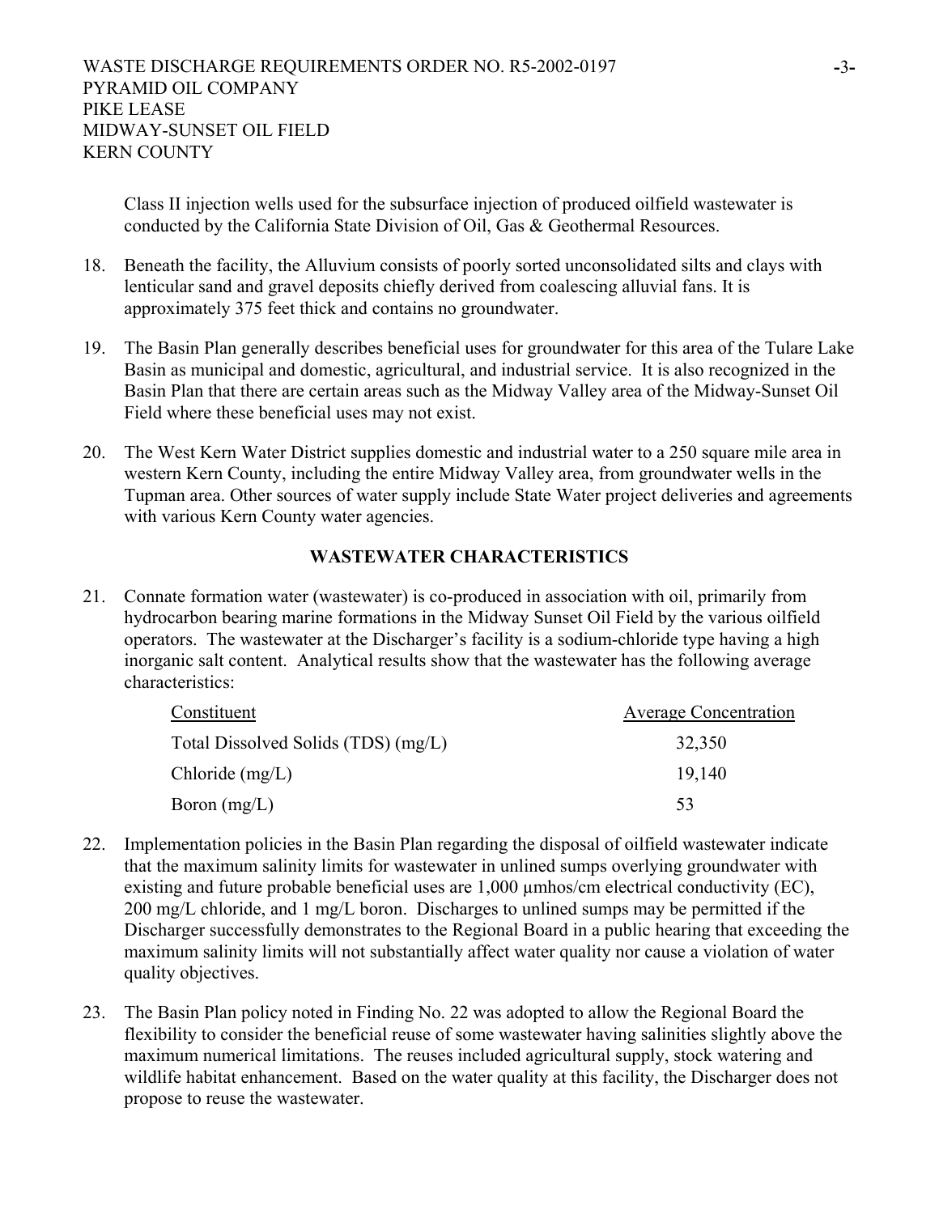Class II injection wells used for the subsurface injection of produced oilfield wastewater is conducted by the California State Division of Oil, Gas & Geothermal Resources.

18. Beneath the facility, the Alluvium consists of poorly sorted unconsolidated silts and clays with lenticular sand and gravel deposits chiefly derived from coalescing alluvial fans. It is approximately 375 feet thick and contains no groundwater.

19. The Basin Plan generally describes beneficial uses for groundwater for this area of the Tulare Lake Basin as municipal and domestic, agricultural, and industrial service. It is also recognized in the Basin Plan that there are certain areas such as the Midway Valley area of the Midway-Sunset Oil Field where these beneficial uses may not exist.

20. The West Kern Water District supplies domestic and industrial water to a 250 square mile area in western Kern County, including the entire Midway Valley area, from groundwater wells in the Tupman area. Other sources of water supply include State Water project deliveries and agreements with various Kern County water agencies.

## WASTEWATER CHARACTERISTICS

21. Connate formation water (wastewater) is co-produced in association with oil, primarily from hydrocarbon bearing marine formations in the Midway Sunset Oil Field by the various oilfield operators. The wastewater at the Discharger's facility is a sodium-chloride type having a high inorganic salt content. Analytical results show that the wastewater has the following average characteristics:

| Constituent | Average Concentration |
|---|---|
| Total Dissolved Solids (TDS) (mg/L) | 32,350 |
| Chloride (mg/L) | 19,140 |
| Boron (mg/L) | 53 |

22. Implementation policies in the Basin Plan regarding the disposal of oilfield wastewater indicate that the maximum salinity limits for wastewater in unlined sumps overlying groundwater with existing and future probable beneficial uses are 1,000 μmhos/cm electrical conductivity (EC), 200 mg/L chloride, and 1 mg/L boron. Discharges to unlined sumps may be permitted if the Discharger successfully demonstrates to the Regional Board in a public hearing that exceeding the maximum salinity limits will not substantially affect water quality nor cause a violation of water quality objectives.

23. The Basin Plan policy noted in Finding No. 22 was adopted to allow the Regional Board the flexibility to consider the beneficial reuse of some wastewater having salinities slightly above the maximum numerical limitations. The reuses included agricultural supply, stock watering and wildlife habitat enhancement. Based on the water quality at this facility, the Discharger does not propose to reuse the wastewater.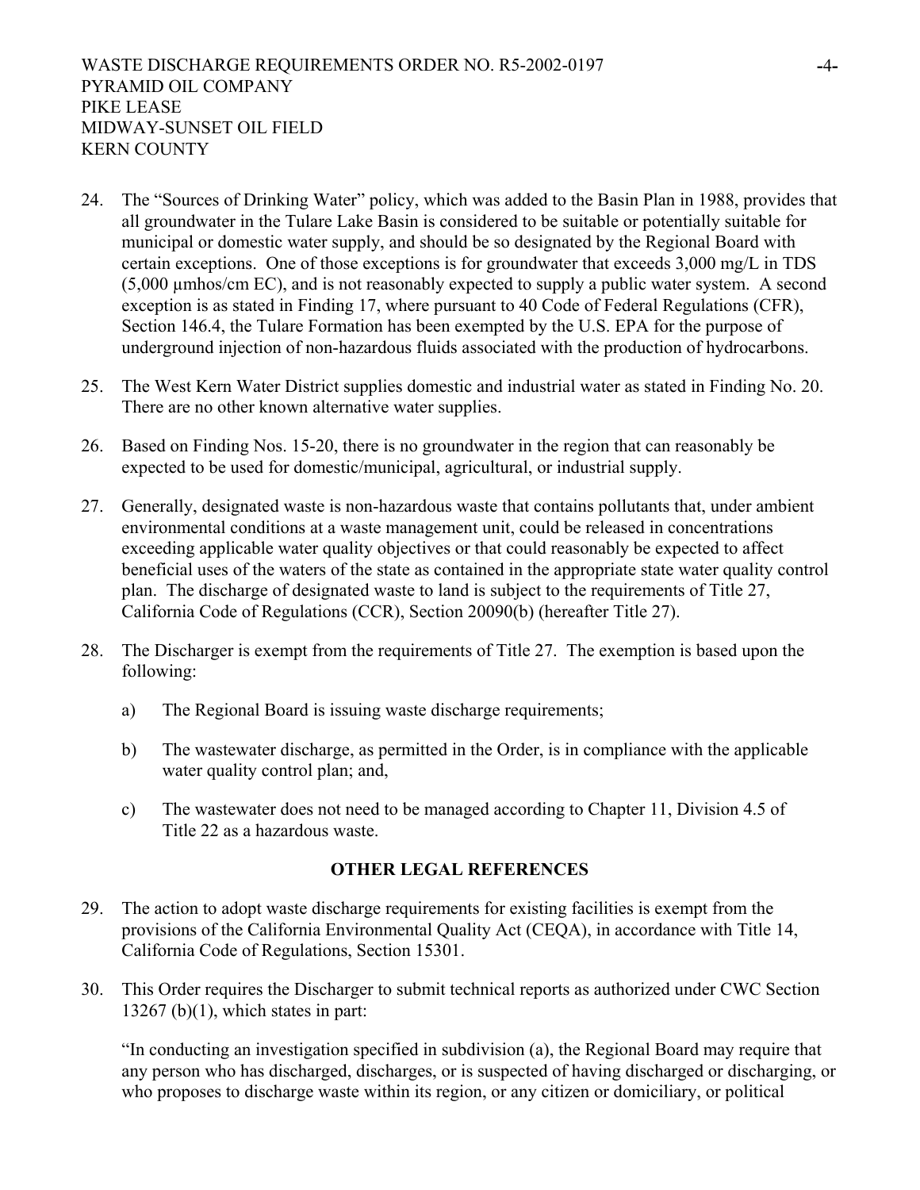24. The "Sources of Drinking Water" policy, which was added to the Basin Plan in 1988, provides that all groundwater in the Tulare Lake Basin is considered to be suitable or potentially suitable for municipal or domestic water supply, and should be so designated by the Regional Board with certain exceptions. One of those exceptions is for groundwater that exceeds 3,000 mg/L in TDS (5,000 µmhos/cm EC), and is not reasonably expected to supply a public water system. A second exception is as stated in Finding 17, where pursuant to 40 Code of Federal Regulations (CFR), Section 146.4, the Tulare Formation has been exempted by the U.S. EPA for the purpose of underground injection of non-hazardous fluids associated with the production of hydrocarbons.

25. The West Kern Water District supplies domestic and industrial water as stated in Finding No. 20. There are no other known alternative water supplies.

26. Based on Finding Nos. 15-20, there is no groundwater in the region that can reasonably be expected to be used for domestic/municipal, agricultural, or industrial supply.

27. Generally, designated waste is non-hazardous waste that contains pollutants that, under ambient environmental conditions at a waste management unit, could be released in concentrations exceeding applicable water quality objectives or that could reasonably be expected to affect beneficial uses of the waters of the state as contained in the appropriate state water quality control plan. The discharge of designated waste to land is subject to the requirements of Title 27, California Code of Regulations (CCR), Section 20090(b) (hereafter Title 27).

28. The Discharger is exempt from the requirements of Title 27. The exemption is based upon the following:

    a) The Regional Board is issuing waste discharge requirements;

    b) The wastewater discharge, as permitted in the Order, is in compliance with the applicable water quality control plan; and,

    c) The wastewater does not need to be managed according to Chapter 11, Division 4.5 of Title 22 as a hazardous waste.

**OTHER LEGAL REFERENCES**

29. The action to adopt waste discharge requirements for existing facilities is exempt from the provisions of the California Environmental Quality Act (CEQA), in accordance with Title 14, California Code of Regulations, Section 15301.

30. This Order requires the Discharger to submit technical reports as authorized under CWC Section 13267 (b)(1), which states in part:

    "In conducting an investigation specified in subdivision (a), the Regional Board may require that any person who has discharged, discharges, or is suspected of having discharged or discharging, or who proposes to discharge waste within its region, or any citizen or domiciliary, or political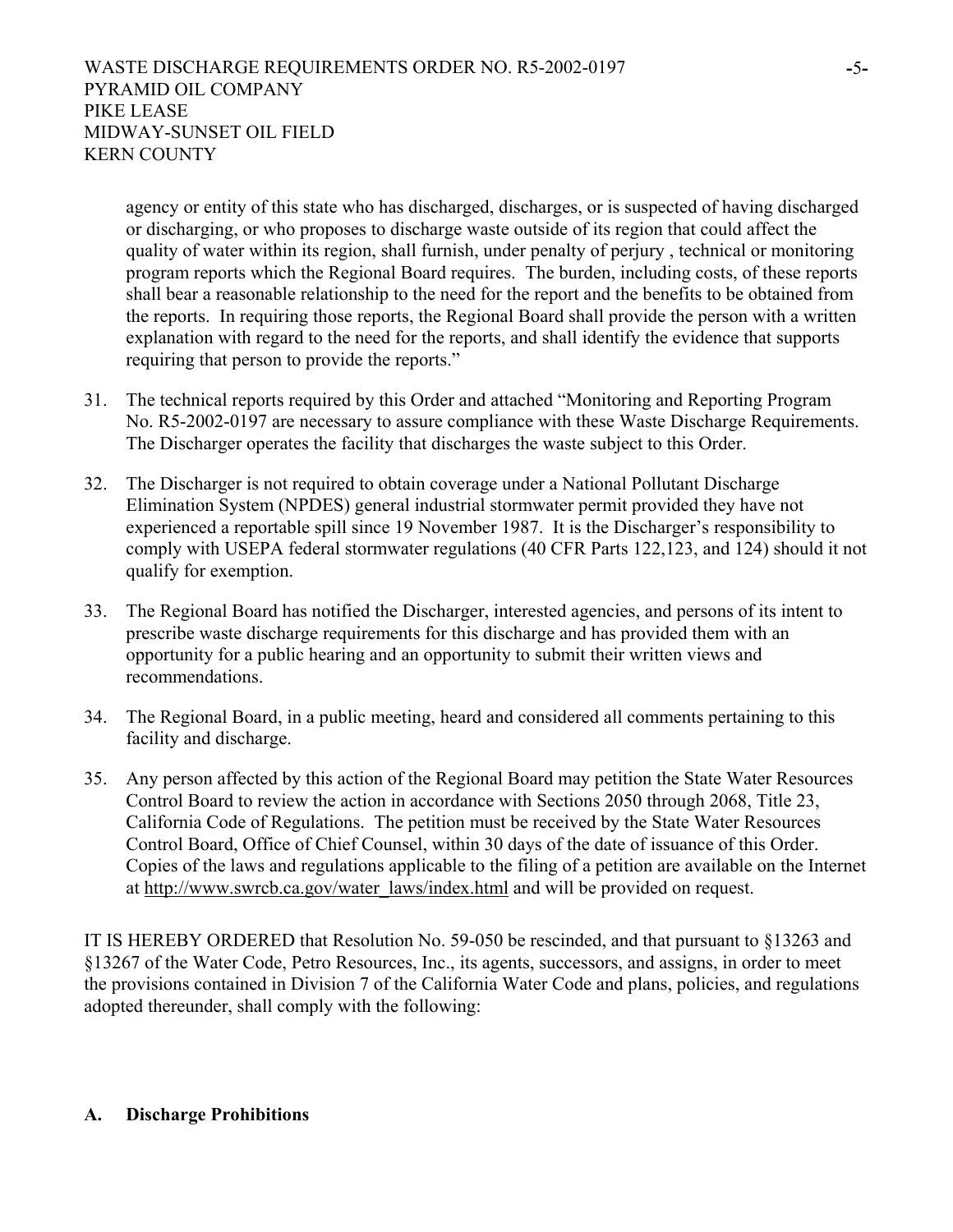agency or entity of this state who has discharged, discharges, or is suspected of having discharged or discharging, or who proposes to discharge waste outside of its region that could affect the quality of water within its region, shall furnish, under penalty of perjury , technical or monitoring program reports which the Regional Board requires. The burden, including costs, of these reports shall bear a reasonable relationship to the need for the report and the benefits to be obtained from the reports. In requiring those reports, the Regional Board shall provide the person with a written explanation with regard to the need for the reports, and shall identify the evidence that supports requiring that person to provide the reports."

31. The technical reports required by this Order and attached "Monitoring and Reporting Program No. R5-2002-0197 are necessary to assure compliance with these Waste Discharge Requirements. The Discharger operates the facility that discharges the waste subject to this Order.

32. The Discharger is not required to obtain coverage under a National Pollutant Discharge Elimination System (NPDES) general industrial stormwater permit provided they have not experienced a reportable spill since 19 November 1987. It is the Discharger's responsibility to comply with USEPA federal stormwater regulations (40 CFR Parts 122,123, and 124) should it not qualify for exemption.

33. The Regional Board has notified the Discharger, interested agencies, and persons of its intent to prescribe waste discharge requirements for this discharge and has provided them with an opportunity for a public hearing and an opportunity to submit their written views and recommendations.

34. The Regional Board, in a public meeting, heard and considered all comments pertaining to this facility and discharge.

35. Any person affected by this action of the Regional Board may petition the State Water Resources Control Board to review the action in accordance with Sections 2050 through 2068, Title 23, California Code of Regulations. The petition must be received by the State Water Resources Control Board, Office of Chief Counsel, within 30 days of the date of issuance of this Order. Copies of the laws and regulations applicable to the filing of a petition are available on the Internet at http://www.swrcb.ca.gov/water_laws/index.html and will be provided on request.

IT IS HEREBY ORDERED that Resolution No. 59-050 be rescinded, and that pursuant to §13263 and §13267 of the Water Code, Petro Resources, Inc., its agents, successors, and assigns, in order to meet the provisions contained in Division 7 of the California Water Code and plans, policies, and regulations adopted thereunder, shall comply with the following:

## A. Discharge Prohibitions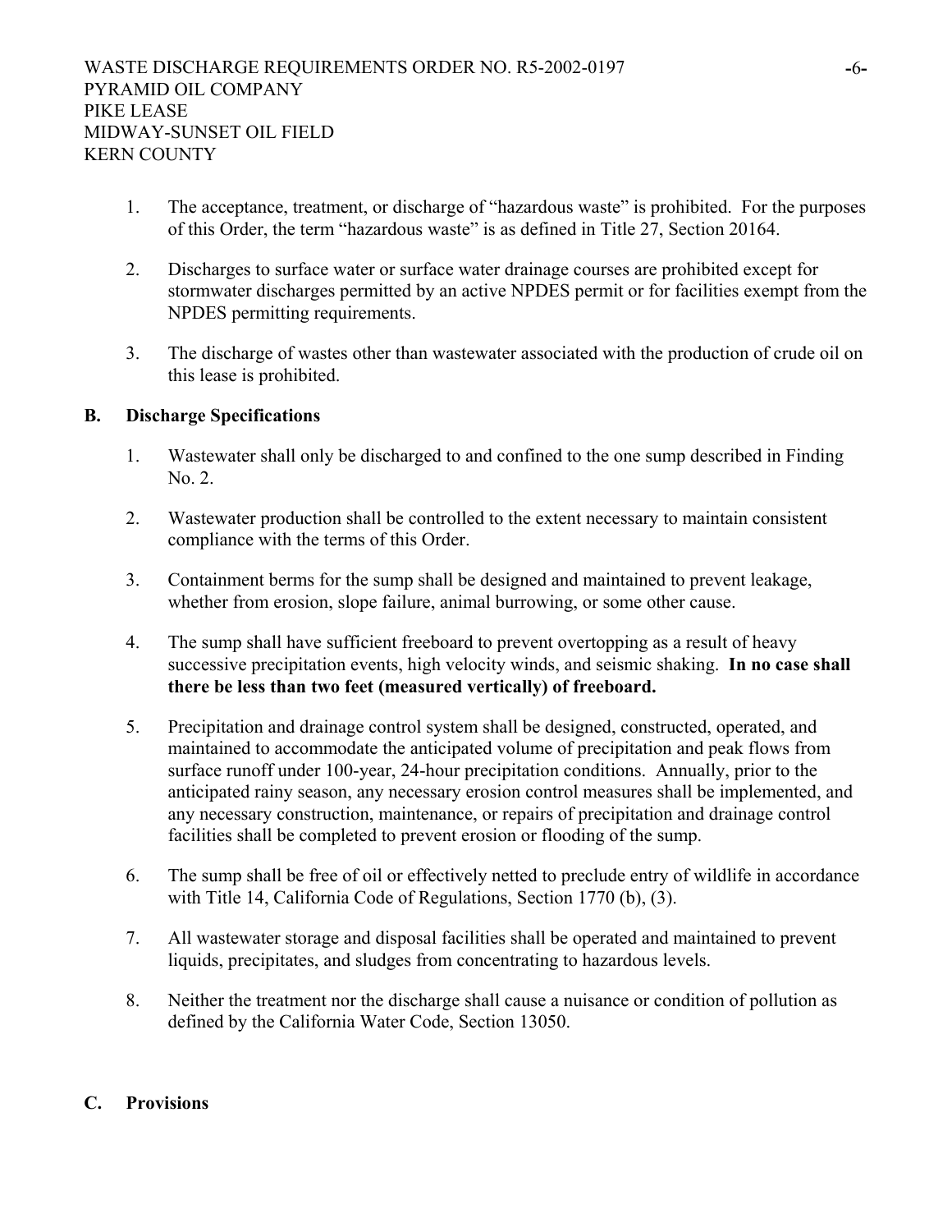1. The acceptance, treatment, or discharge of “hazardous waste” is prohibited. For the purposes of this Order, the term “hazardous waste” is as defined in Title 27, Section 20164.

2. Discharges to surface water or surface water drainage courses are prohibited except for stormwater discharges permitted by an active NPDES permit or for facilities exempt from the NPDES permitting requirements.

3. The discharge of wastes other than wastewater associated with the production of crude oil on this lease is prohibited.

## B. Discharge Specifications

1. Wastewater shall only be discharged to and confined to the one sump described in Finding No. 2.

2. Wastewater production shall be controlled to the extent necessary to maintain consistent compliance with the terms of this Order.

3. Containment berms for the sump shall be designed and maintained to prevent leakage, whether from erosion, slope failure, animal burrowing, or some other cause.

4. The sump shall have sufficient freeboard to prevent overtopping as a result of heavy successive precipitation events, high velocity winds, and seismic shaking. **In no case shall there be less than two feet (measured vertically) of freeboard.**

5. Precipitation and drainage control system shall be designed, constructed, operated, and maintained to accommodate the anticipated volume of precipitation and peak flows from surface runoff under 100-year, 24-hour precipitation conditions. Annually, prior to the anticipated rainy season, any necessary erosion control measures shall be implemented, and any necessary construction, maintenance, or repairs of precipitation and drainage control facilities shall be completed to prevent erosion or flooding of the sump.

6. The sump shall be free of oil or effectively netted to preclude entry of wildlife in accordance with Title 14, California Code of Regulations, Section 1770 (b), (3).

7. All wastewater storage and disposal facilities shall be operated and maintained to prevent liquids, precipitates, and sludges from concentrating to hazardous levels.

8. Neither the treatment nor the discharge shall cause a nuisance or condition of pollution as defined by the California Water Code, Section 13050.

## C. Provisions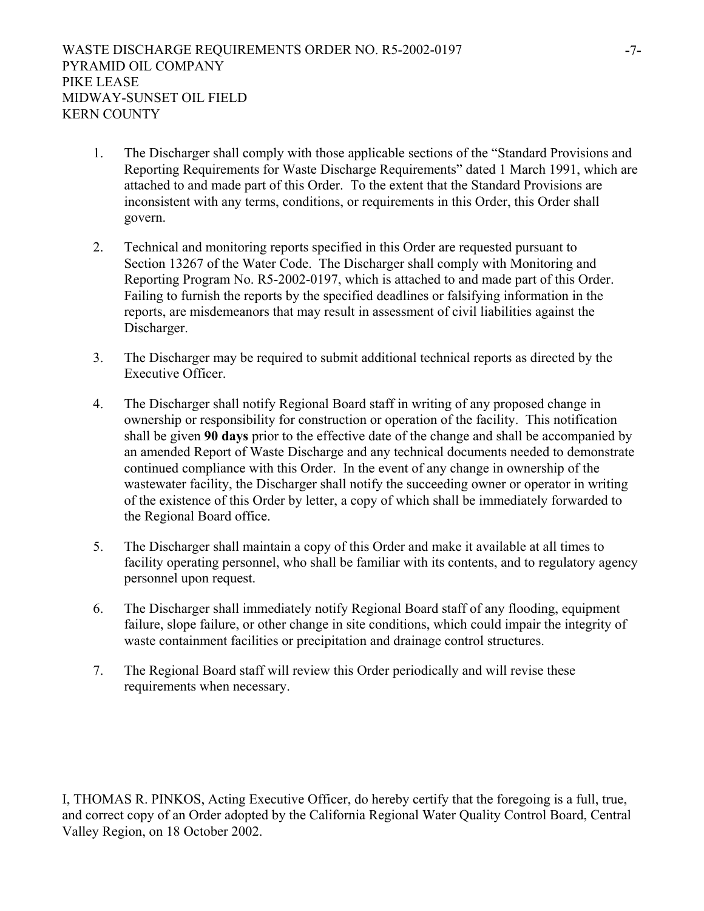1. The Discharger shall comply with those applicable sections of the "Standard Provisions and Reporting Requirements for Waste Discharge Requirements" dated 1 March 1991, which are attached to and made part of this Order. To the extent that the Standard Provisions are inconsistent with any terms, conditions, or requirements in this Order, this Order shall govern.

2. Technical and monitoring reports specified in this Order are requested pursuant to Section 13267 of the Water Code. The Discharger shall comply with Monitoring and Reporting Program No. R5-2002-0197, which is attached to and made part of this Order. Failing to furnish the reports by the specified deadlines or falsifying information in the reports, are misdemeanors that may result in assessment of civil liabilities against the Discharger.

3. The Discharger may be required to submit additional technical reports as directed by the Executive Officer.

4. The Discharger shall notify Regional Board staff in writing of any proposed change in ownership or responsibility for construction or operation of the facility. This notification shall be given **90 days** prior to the effective date of the change and shall be accompanied by an amended Report of Waste Discharge and any technical documents needed to demonstrate continued compliance with this Order. In the event of any change in ownership of the wastewater facility, the Discharger shall notify the succeeding owner or operator in writing of the existence of this Order by letter, a copy of which shall be immediately forwarded to the Regional Board office.

5. The Discharger shall maintain a copy of this Order and make it available at all times to facility operating personnel, who shall be familiar with its contents, and to regulatory agency personnel upon request.

6. The Discharger shall immediately notify Regional Board staff of any flooding, equipment failure, slope failure, or other change in site conditions, which could impair the integrity of waste containment facilities or precipitation and drainage control structures.

7. The Regional Board staff will review this Order periodically and will revise these requirements when necessary.

I, THOMAS R. PINKOS, Acting Executive Officer, do hereby certify that the foregoing is a full, true, and correct copy of an Order adopted by the California Regional Water Quality Control Board, Central Valley Region, on 18 October 2002.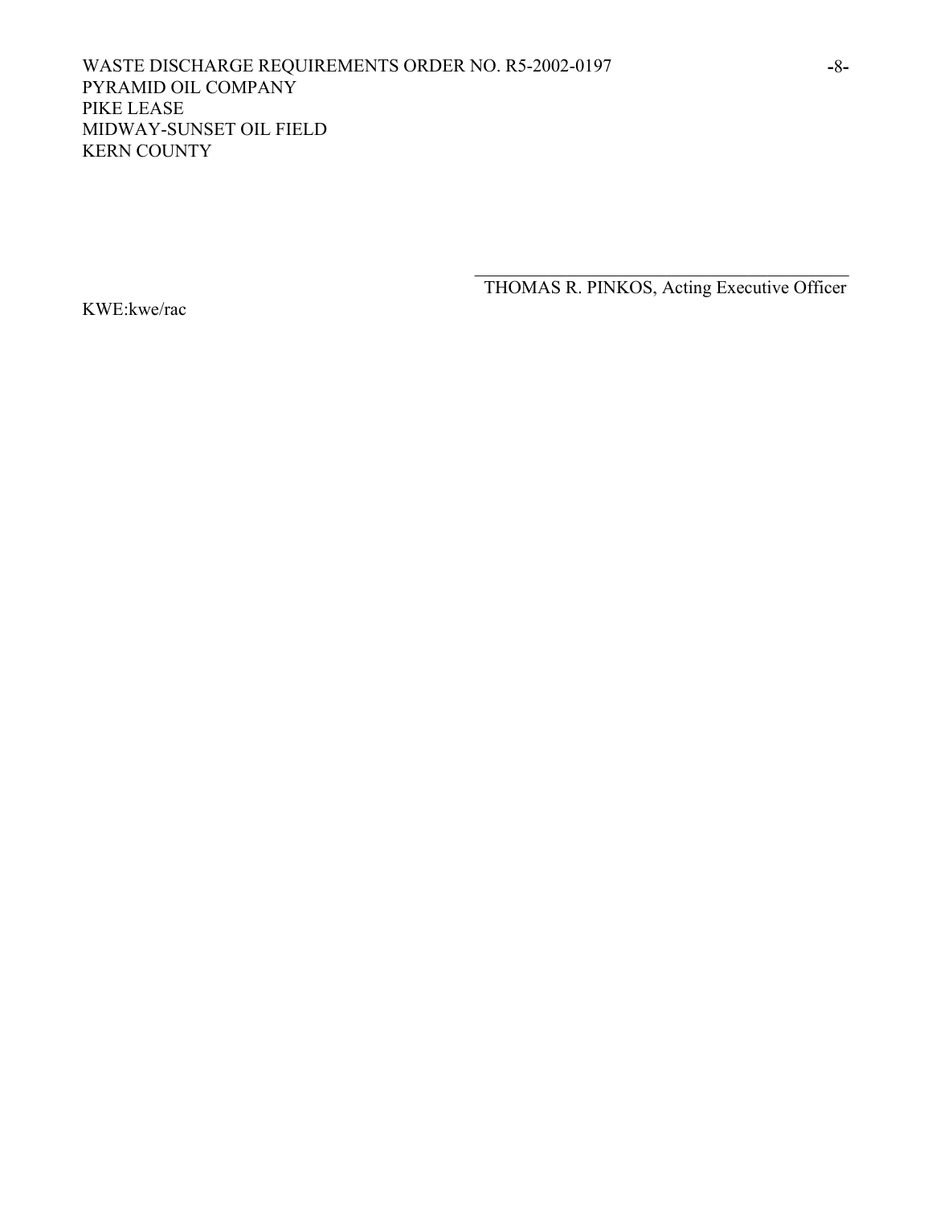\_\_\_\_\_\_\_\_\_\_\_\_\_\_\_\_\_\_\_\_\_\_\_\_\_\_\_\_\_\_\_\_\_\_\_\_\_\_\_\_

THOMAS R. PINKOS, Acting Executive Officer

KWE:kwe/rac